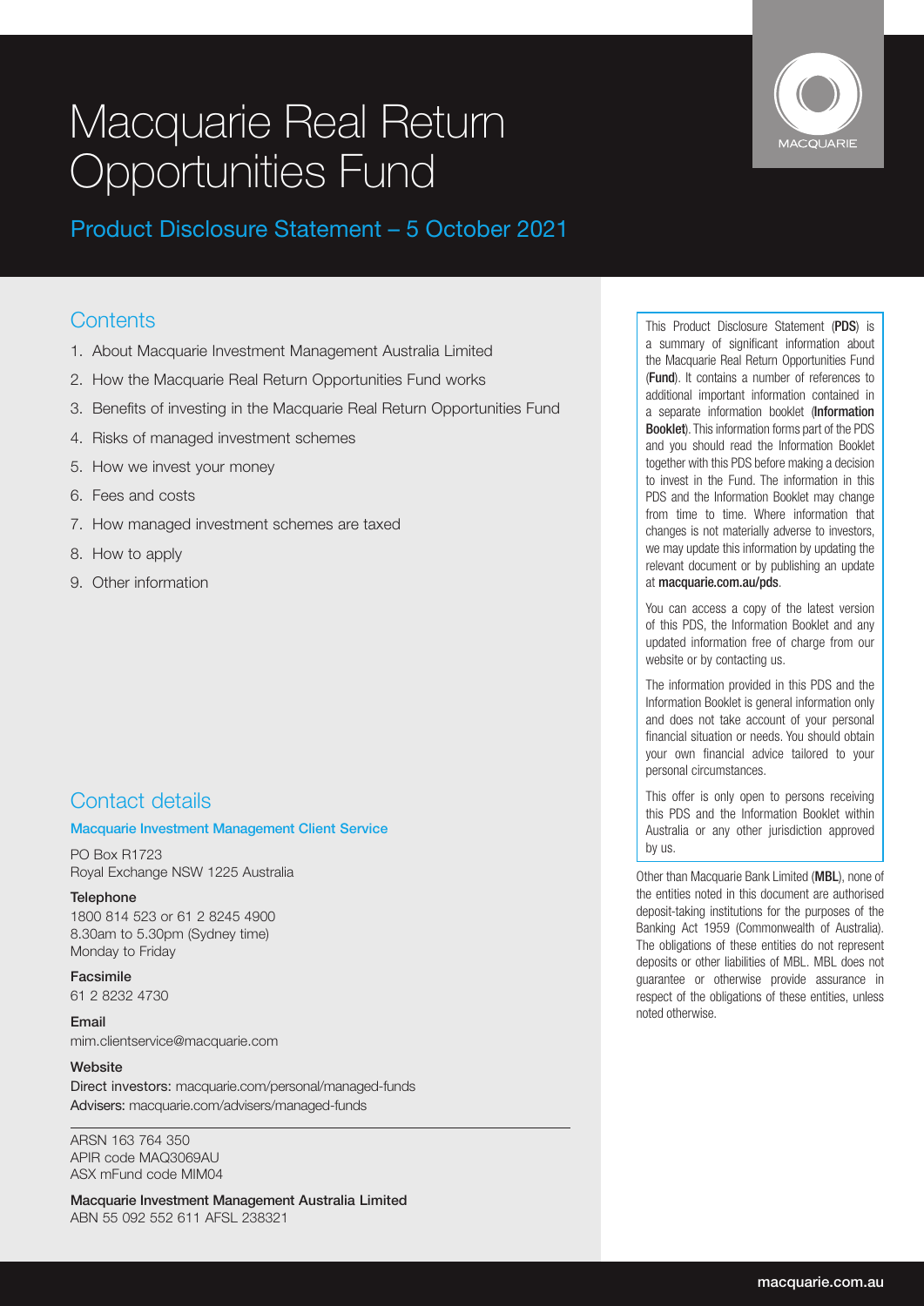# Macquarie Real Return Opportunities Fund

## Product Disclosure Statement – 5 October 2021

## Contents

1. About Macquarie Investment Management Australia Limited
2. How the Macquarie Real Return Opportunities Fund works
3. Benefits of investing in the Macquarie Real Return Opportunities Fund
4. Risks of managed investment schemes
5. How we invest your money
6. Fees and costs
7. How managed investment schemes are taxed
8. How to apply
9. Other information

## Contact details

**Macquarie Investment Management Client Service**

PO Box R1723
Royal Exchange NSW 1225 Australia

**Telephone**
1800 814 523 or 61 2 8245 4900
8.30am to 5.30pm (Sydney time)
Monday to Friday

**Facsimile**
61 2 8232 4730

**Email**
mim.clientservice@macquarie.com

**Website**
Direct investors: macquarie.com/personal/managed-funds
Advisers: macquarie.com/advisers/managed-funds

ARSN 163 764 350
APIR code MAQ3069AU
ASX mFund code MIM04

**Macquarie Investment Management Australia Limited**
ABN 55 092 552 611 AFSL 238321

This Product Disclosure Statement (**PDS**) is a summary of significant information about the Macquarie Real Return Opportunities Fund (**Fund**). It contains a number of references to additional important information contained in a separate information booklet (**Information Booklet**). This information forms part of the PDS and you should read the Information Booklet together with this PDS before making a decision to invest in the Fund. The information in this PDS and the Information Booklet may change from time to time. Where information that changes is not materially adverse to investors, we may update this information by updating the relevant document or by publishing an update at **macquarie.com.au/pds**.

You can access a copy of the latest version of this PDS, the Information Booklet and any updated information free of charge from our website or by contacting us.

The information provided in this PDS and the Information Booklet is general information only and does not take account of your personal financial situation or needs. You should obtain your own financial advice tailored to your personal circumstances.

This offer is only open to persons receiving this PDS and the Information Booklet within Australia or any other jurisdiction approved by us.

Other than Macquarie Bank Limited (**MBL**), none of the entities noted in this document are authorised deposit-taking institutions for the purposes of the Banking Act 1959 (Commonwealth of Australia). The obligations of these entities do not represent deposits or other liabilities of MBL. MBL does not guarantee or otherwise provide assurance in respect of the obligations of these entities, unless noted otherwise.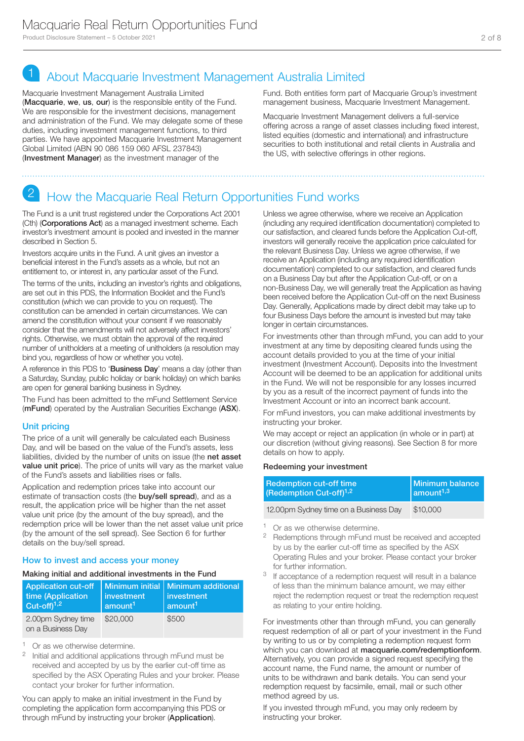## 1 About Macquarie Investment Management Australia Limited

Macquarie Investment Management Australia Limited (**Macquarie**, **we**, **us**, **our**) is the responsible entity of the Fund. We are responsible for the investment decisions, management and administration of the Fund. We may delegate some of these duties, including investment management functions, to third parties. We have appointed Macquarie Investment Management Global Limited (ABN 90 086 159 060 AFSL 237843) (**Investment Manager**) as the investment manager of the Fund. Both entities form part of Macquarie Group's investment management business, Macquarie Investment Management.

Macquarie Investment Management delivers a full-service offering across a range of asset classes including fixed interest, listed equities (domestic and international) and infrastructure securities to both institutional and retail clients in Australia and the US, with selective offerings in other regions.

## 2 How the Macquarie Real Return Opportunities Fund works

The Fund is a unit trust registered under the Corporations Act 2001 (Cth) (**Corporations Act**) as a managed investment scheme. Each investor's investment amount is pooled and invested in the manner described in Section 5.

Investors acquire units in the Fund. A unit gives an investor a beneficial interest in the Fund's assets as a whole, but not an entitlement to, or interest in, any particular asset of the Fund.

The terms of the units, including an investor's rights and obligations, are set out in this PDS, the Information Booklet and the Fund's constitution (which we can provide to you on request). The constitution can be amended in certain circumstances. We can amend the constitution without your consent if we reasonably consider that the amendments will not adversely affect investors' rights. Otherwise, we must obtain the approval of the required number of unitholders at a meeting of unitholders (a resolution may bind you, regardless of how or whether you vote).

A reference in this PDS to '**Business Day**' means a day (other than a Saturday, Sunday, public holiday or bank holiday) on which banks are open for general banking business in Sydney.

The Fund has been admitted to the mFund Settlement Service (**mFund**) operated by the Australian Securities Exchange (**ASX**).

### Unit pricing

The price of a unit will generally be calculated each Business Day, and will be based on the value of the Fund's assets, less liabilities, divided by the number of units on issue (the **net asset value unit price**). The price of units will vary as the market value of the Fund's assets and liabilities rises or falls.

Application and redemption prices take into account our estimate of transaction costs (the **buy/sell spread**), and as a result, the application price will be higher than the net asset value unit price (by the amount of the buy spread), and the redemption price will be lower than the net asset value unit price (by the amount of the sell spread). See Section 6 for further details on the buy/sell spread.

### How to invest and access your money

**Making initial and additional investments in the Fund**

| Application cut-off time (Application Cut-off)[1,2] | Minimum initial investment amount[1] | Minimum additional investment amount[1] |
|---|---|---|
| 2.00pm Sydney time on a Business Day | $20,000 | $500 |

[1] Or as we otherwise determine.
[2] Initial and additional applications through mFund must be received and accepted by us by the earlier cut-off time as specified by the ASX Operating Rules and your broker. Please contact your broker for further information.

You can apply to make an initial investment in the Fund by completing the application form accompanying this PDS or through mFund by instructing your broker (**Application**).

Unless we agree otherwise, where we receive an Application (including any required identification documentation) completed to our satisfaction, and cleared funds before the Application Cut-off, investors will generally receive the application price calculated for the relevant Business Day. Unless we agree otherwise, if we receive an Application (including any required identification documentation) completed to our satisfaction, and cleared funds on a Business Day but after the Application Cut-off, or on a non-Business Day, we will generally treat the Application as having been received before the Application Cut-off on the next Business Day. Generally, Applications made by direct debit may take up to four Business Days before the amount is invested but may take longer in certain circumstances.

For investments other than through mFund, you can add to your investment at any time by depositing cleared funds using the account details provided to you at the time of your initial investment (Investment Account). Deposits into the Investment Account will be deemed to be an application for additional units in the Fund. We will not be responsible for any losses incurred by you as a result of the incorrect payment of funds into the Investment Account or into an incorrect bank account.

For mFund investors, you can make additional investments by instructing your broker.

We may accept or reject an application (in whole or in part) at our discretion (without giving reasons). See Section 8 for more details on how to apply.

**Redeeming your investment**

| Redemption cut-off time (Redemption Cut-off)[1,2] | Minimum balance amount[1,3] |
|---|---|
| 12.00pm Sydney time on a Business Day | $10,000 |

[1] Or as we otherwise determine.
[2] Redemptions through mFund must be received and accepted by us by the earlier cut-off time as specified by the ASX Operating Rules and your broker. Please contact your broker for further information.
[3] If acceptance of a redemption request will result in a balance of less than the minimum balance amount, we may either reject the redemption request or treat the redemption request as relating to your entire holding.

For investments other than through mFund, you can generally request redemption of all or part of your investment in the Fund by writing to us or by completing a redemption request form which you can download at **macquarie.com/redemptionform**. Alternatively, you can provide a signed request specifying the account name, the Fund name, the amount or number of units to be withdrawn and bank details. You can send your redemption request by facsimile, email, mail or such other method agreed by us.

If you invested through mFund, you may only redeem by instructing your broker.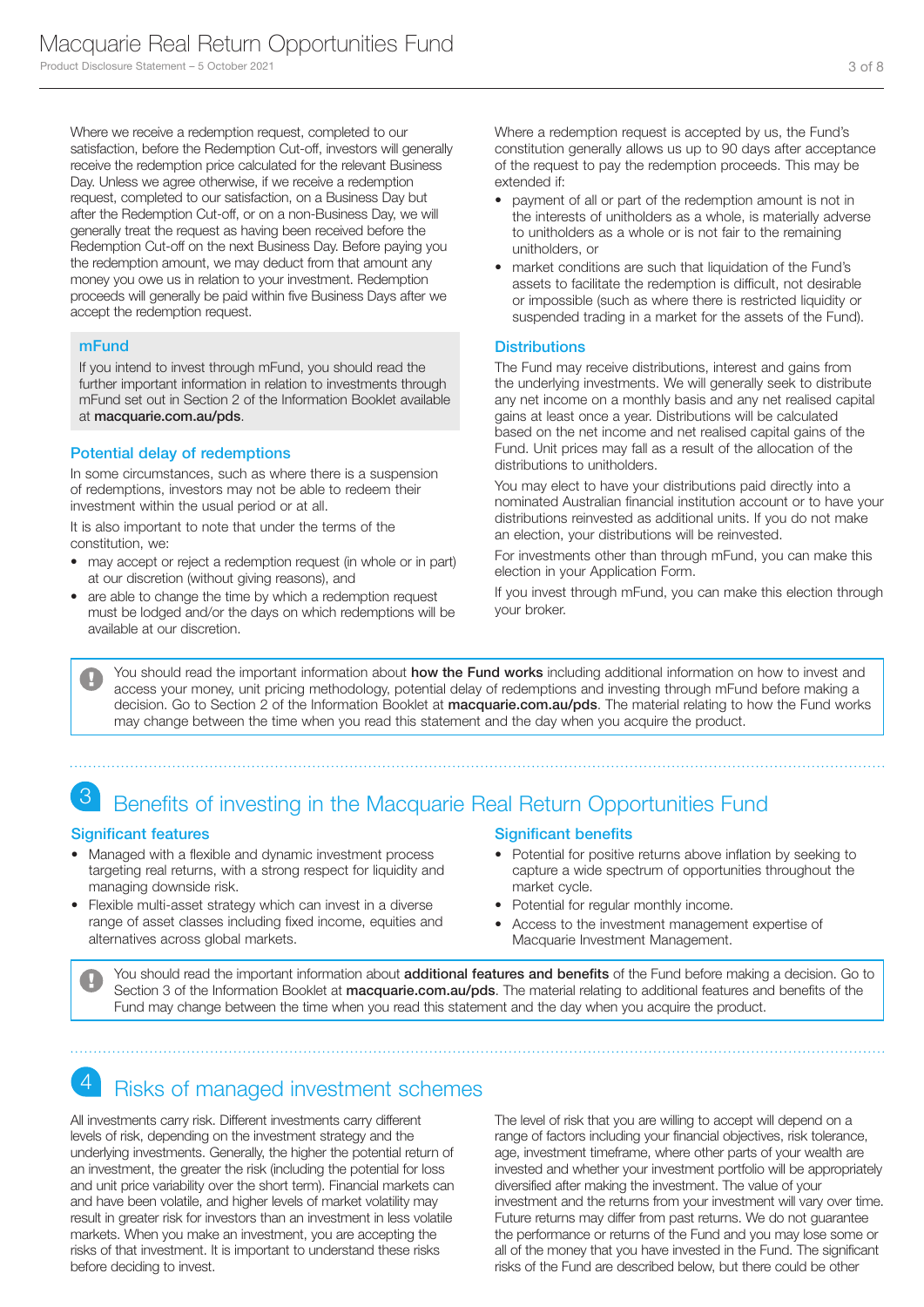Where we receive a redemption request, completed to our satisfaction, before the Redemption Cut-off, investors will generally receive the redemption price calculated for the relevant Business Day. Unless we agree otherwise, if we receive a redemption request, completed to our satisfaction, on a Business Day but after the Redemption Cut-off, or on a non-Business Day, we will generally treat the request as having been received before the Redemption Cut-off on the next Business Day. Before paying you the redemption amount, we may deduct from that amount any money you owe us in relation to your investment. Redemption proceeds will generally be paid within five Business Days after we accept the redemption request.

### mFund

If you intend to invest through mFund, you should read the further important information in relation to investments through mFund set out in Section 2 of the Information Booklet available at **macquarie.com.au/pds**.

### Potential delay of redemptions

In some circumstances, such as where there is a suspension of redemptions, investors may not be able to redeem their investment within the usual period or at all.

It is also important to note that under the terms of the constitution, we:

- may accept or reject a redemption request (in whole or in part) at our discretion (without giving reasons), and
- are able to change the time by which a redemption request must be lodged and/or the days on which redemptions will be available at our discretion.

Where a redemption request is accepted by us, the Fund's constitution generally allows us up to 90 days after acceptance of the request to pay the redemption proceeds. This may be extended if:

- payment of all or part of the redemption amount is not in the interests of unitholders as a whole, is materially adverse to unitholders as a whole or is not fair to the remaining unitholders, or
- market conditions are such that liquidation of the Fund's assets to facilitate the redemption is difficult, not desirable or impossible (such as where there is restricted liquidity or suspended trading in a market for the assets of the Fund).

### Distributions

The Fund may receive distributions, interest and gains from the underlying investments. We will generally seek to distribute any net income on a monthly basis and any net realised capital gains at least once a year. Distributions will be calculated based on the net income and net realised capital gains of the Fund. Unit prices may fall as a result of the allocation of the distributions to unitholders.

You may elect to have your distributions paid directly into a nominated Australian financial institution account or to have your distributions reinvested as additional units. If you do not make an election, your distributions will be reinvested.

For investments other than through mFund, you can make this election in your Application Form.

If you invest through mFund, you can make this election through your broker.

> You should read the important information about **how the Fund works** including additional information on how to invest and access your money, unit pricing methodology, potential delay of redemptions and investing through mFund before making a decision. Go to Section 2 of the Information Booklet at **macquarie.com.au/pds**. The material relating to how the Fund works may change between the time when you read this statement and the day when you acquire the product.

## 3 Benefits of investing in the Macquarie Real Return Opportunities Fund

### Significant features

- Managed with a flexible and dynamic investment process targeting real returns, with a strong respect for liquidity and managing downside risk.
- Flexible multi-asset strategy which can invest in a diverse range of asset classes including fixed income, equities and alternatives across global markets.

### Significant benefits

- Potential for positive returns above inflation by seeking to capture a wide spectrum of opportunities throughout the market cycle.
- Potential for regular monthly income.
- Access to the investment management expertise of Macquarie Investment Management.

> You should read the important information about **additional features and benefits** of the Fund before making a decision. Go to Section 3 of the Information Booklet at **macquarie.com.au/pds**. The material relating to additional features and benefits of the Fund may change between the time when you read this statement and the day when you acquire the product.

## 4 Risks of managed investment schemes

All investments carry risk. Different investments carry different levels of risk, depending on the investment strategy and the underlying investments. Generally, the higher the potential return of an investment, the greater the risk (including the potential for loss and unit price variability over the short term). Financial markets can and have been volatile, and higher levels of market volatility may result in greater risk for investors than an investment in less volatile markets. When you make an investment, you are accepting the risks of that investment. It is important to understand these risks before deciding to invest.

The level of risk that you are willing to accept will depend on a range of factors including your financial objectives, risk tolerance, age, investment timeframe, where other parts of your wealth are invested and whether your investment portfolio will be appropriately diversified after making the investment. The value of your investment and the returns from your investment will vary over time. Future returns may differ from past returns. We do not guarantee the performance or returns of the Fund and you may lose some or all of the money that you have invested in the Fund. The significant risks of the Fund are described below, but there could be other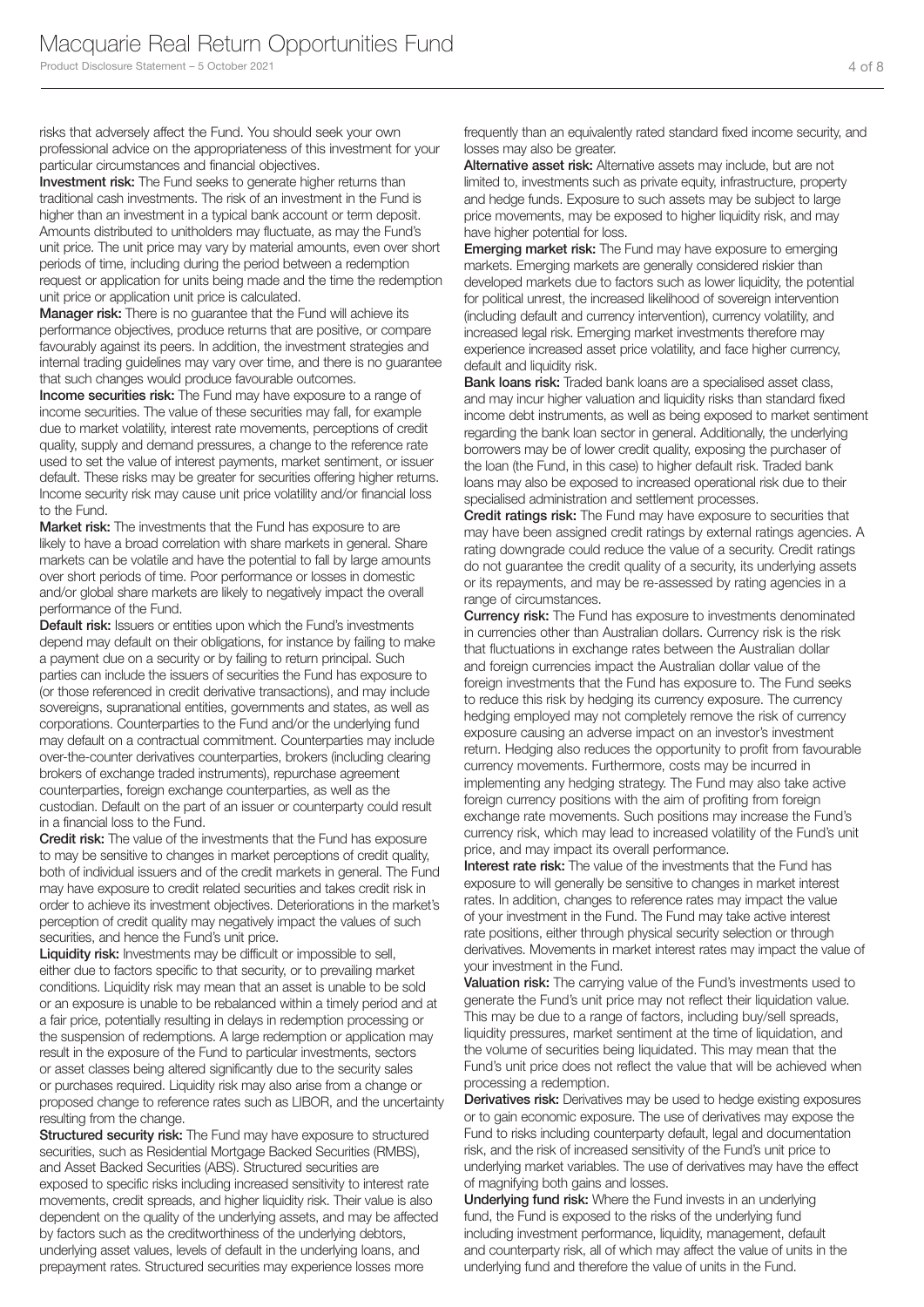risks that adversely affect the Fund. You should seek your own professional advice on the appropriateness of this investment for your particular circumstances and financial objectives.

**Investment risk:** The Fund seeks to generate higher returns than traditional cash investments. The risk of an investment in the Fund is higher than an investment in a typical bank account or term deposit. Amounts distributed to unitholders may fluctuate, as may the Fund's unit price. The unit price may vary by material amounts, even over short periods of time, including during the period between a redemption request or application for units being made and the time the redemption unit price or application unit price is calculated.

**Manager risk:** There is no guarantee that the Fund will achieve its performance objectives, produce returns that are positive, or compare favourably against its peers. In addition, the investment strategies and internal trading guidelines may vary over time, and there is no guarantee that such changes would produce favourable outcomes.

**Income securities risk:** The Fund may have exposure to a range of income securities. The value of these securities may fall, for example due to market volatility, interest rate movements, perceptions of credit quality, supply and demand pressures, a change to the reference rate used to set the value of interest payments, market sentiment, or issuer default. These risks may be greater for securities offering higher returns. Income security risk may cause unit price volatility and/or financial loss to the Fund.

**Market risk:** The investments that the Fund has exposure to are likely to have a broad correlation with share markets in general. Share markets can be volatile and have the potential to fall by large amounts over short periods of time. Poor performance or losses in domestic and/or global share markets are likely to negatively impact the overall performance of the Fund.

**Default risk:** Issuers or entities upon which the Fund's investments depend may default on their obligations, for instance by failing to make a payment due on a security or by failing to return principal. Such parties can include the issuers of securities the Fund has exposure to (or those referenced in credit derivative transactions), and may include sovereigns, supranational entities, governments and states, as well as corporations. Counterparties to the Fund and/or the underlying fund may default on a contractual commitment. Counterparties may include over-the-counter derivatives counterparties, brokers (including clearing brokers of exchange traded instruments), repurchase agreement counterparties, foreign exchange counterparties, as well as the custodian. Default on the part of an issuer or counterparty could result in a financial loss to the Fund.

**Credit risk:** The value of the investments that the Fund has exposure to may be sensitive to changes in market perceptions of credit quality, both of individual issuers and of the credit markets in general. The Fund may have exposure to credit related securities and takes credit risk in order to achieve its investment objectives. Deteriorations in the market's perception of credit quality may negatively impact the values of such securities, and hence the Fund's unit price.

**Liquidity risk:** Investments may be difficult or impossible to sell, either due to factors specific to that security, or to prevailing market conditions. Liquidity risk may mean that an asset is unable to be sold or an exposure is unable to be rebalanced within a timely period and at a fair price, potentially resulting in delays in redemption processing or the suspension of redemptions. A large redemption or application may result in the exposure of the Fund to particular investments, sectors or asset classes being altered significantly due to the security sales or purchases required. Liquidity risk may also arise from a change or proposed change to reference rates such as LIBOR, and the uncertainty resulting from the change.

**Structured security risk:** The Fund may have exposure to structured securities, such as Residential Mortgage Backed Securities (RMBS), and Asset Backed Securities (ABS). Structured securities are exposed to specific risks including increased sensitivity to interest rate movements, credit spreads, and higher liquidity risk. Their value is also dependent on the quality of the underlying assets, and may be affected by factors such as the creditworthiness of the underlying debtors, underlying asset values, levels of default in the underlying loans, and prepayment rates. Structured securities may experience losses more frequently than an equivalently rated standard fixed income security, and losses may also be greater.

**Alternative asset risk:** Alternative assets may include, but are not limited to, investments such as private equity, infrastructure, property and hedge funds. Exposure to such assets may be subject to large price movements, may be exposed to higher liquidity risk, and may have higher potential for loss.

**Emerging market risk:** The Fund may have exposure to emerging markets. Emerging markets are generally considered riskier than developed markets due to factors such as lower liquidity, the potential for political unrest, the increased likelihood of sovereign intervention (including default and currency intervention), currency volatility, and increased legal risk. Emerging market investments therefore may experience increased asset price volatility, and face higher currency, default and liquidity risk.

**Bank loans risk:** Traded bank loans are a specialised asset class, and may incur higher valuation and liquidity risks than standard fixed income debt instruments, as well as being exposed to market sentiment regarding the bank loan sector in general. Additionally, the underlying borrowers may be of lower credit quality, exposing the purchaser of the loan (the Fund, in this case) to higher default risk. Traded bank loans may also be exposed to increased operational risk due to their specialised administration and settlement processes.

**Credit ratings risk:** The Fund may have exposure to securities that may have been assigned credit ratings by external ratings agencies. A rating downgrade could reduce the value of a security. Credit ratings do not guarantee the credit quality of a security, its underlying assets or its repayments, and may be re-assessed by rating agencies in a range of circumstances.

**Currency risk:** The Fund has exposure to investments denominated in currencies other than Australian dollars. Currency risk is the risk that fluctuations in exchange rates between the Australian dollar and foreign currencies impact the Australian dollar value of the foreign investments that the Fund has exposure to. The Fund seeks to reduce this risk by hedging its currency exposure. The currency hedging employed may not completely remove the risk of currency exposure causing an adverse impact on an investor's investment return. Hedging also reduces the opportunity to profit from favourable currency movements. Furthermore, costs may be incurred in implementing any hedging strategy. The Fund may also take active foreign currency positions with the aim of profiting from foreign exchange rate movements. Such positions may increase the Fund's currency risk, which may lead to increased volatility of the Fund's unit price, and may impact its overall performance.

**Interest rate risk:** The value of the investments that the Fund has exposure to will generally be sensitive to changes in market interest rates. In addition, changes to reference rates may impact the value of your investment in the Fund. The Fund may take active interest rate positions, either through physical security selection or through derivatives. Movements in market interest rates may impact the value of your investment in the Fund.

**Valuation risk:** The carrying value of the Fund's investments used to generate the Fund's unit price may not reflect their liquidation value. This may be due to a range of factors, including buy/sell spreads, liquidity pressures, market sentiment at the time of liquidation, and the volume of securities being liquidated. This may mean that the Fund's unit price does not reflect the value that will be achieved when processing a redemption.

**Derivatives risk:** Derivatives may be used to hedge existing exposures or to gain economic exposure. The use of derivatives may expose the Fund to risks including counterparty default, legal and documentation risk, and the risk of increased sensitivity of the Fund's unit price to underlying market variables. The use of derivatives may have the effect of magnifying both gains and losses.

**Underlying fund risk:** Where the Fund invests in an underlying fund, the Fund is exposed to the risks of the underlying fund including investment performance, liquidity, management, default and counterparty risk, all of which may affect the value of units in the underlying fund and therefore the value of units in the Fund.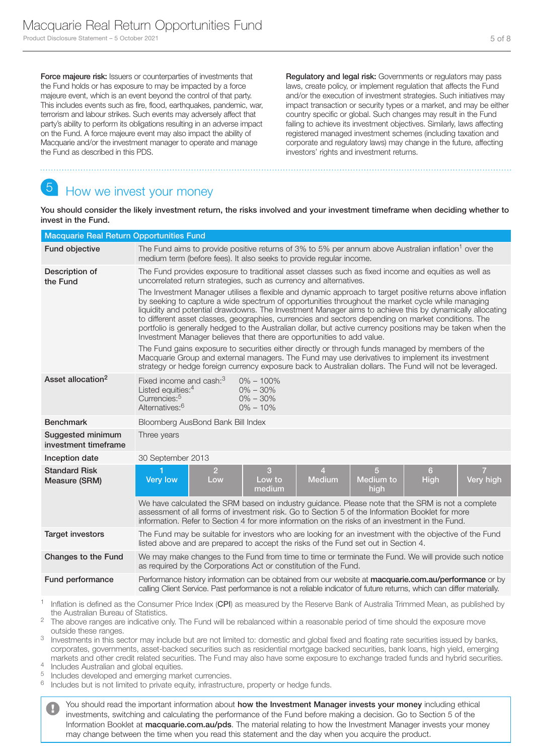**Force majeure risk:** Issuers or counterparties of investments that the Fund holds or has exposure to may be impacted by a force majeure event, which is an event beyond the control of that party. This includes events such as fire, flood, earthquakes, pandemic, war, terrorism and labour strikes. Such events may adversely affect that party's ability to perform its obligations resulting in an adverse impact on the Fund. A force majeure event may also impact the ability of Macquarie and/or the investment manager to operate and manage the Fund as described in this PDS.

**Regulatory and legal risk:** Governments or regulators may pass laws, create policy, or implement regulation that affects the Fund and/or the execution of investment strategies. Such initiatives may impact transaction or security types or a market, and may be either country specific or global. Such changes may result in the Fund failing to achieve its investment objectives. Similarly, laws affecting registered managed investment schemes (including taxation and corporate and regulatory laws) may change in the future, affecting investors' rights and investment returns.

## 5 How we invest your money

**You should consider the likely investment return, the risks involved and your investment timeframe when deciding whether to invest in the Fund.**

| Macquarie Real Return Opportunities Fund | |
|---|---|
| **Fund objective** | The Fund aims to provide positive returns of 3% to 5% per annum above Australian inflation[1] over the medium term (before fees). It also seeks to provide regular income. |
| **Description of the Fund** | The Fund provides exposure to traditional asset classes such as fixed income and equities as well as uncorrelated return strategies, such as currency and alternatives.<br><br>The Investment Manager utilises a flexible and dynamic approach to target positive returns above inflation by seeking to capture a wide spectrum of opportunities throughout the market cycle while managing liquidity and potential drawdowns. The Investment Manager aims to achieve this by dynamically allocating to different asset classes, geographies, currencies and sectors depending on market conditions. The portfolio is generally hedged to the Australian dollar, but active currency positions may be taken when the Investment Manager believes that there are opportunities to add value.<br><br>The Fund gains exposure to securities either directly or through funds managed by members of the Macquarie Group and external managers. The Fund may use derivatives to implement its investment strategy or hedge foreign currency exposure back to Australian dollars. The Fund will not be leveraged. |
| **Asset allocation[2]** | Fixed income and cash:[3] 0% – 100%<br>Listed equities:[4] 0% – 30%<br>Currencies:[5] 0% – 30%<br>Alternatives:[6] 0% – 10% |
| **Benchmark** | Bloomberg AusBond Bank Bill Index |
| **Suggested minimum investment timeframe** | Three years |
| **Inception date** | 30 September 2013 |
| **Standard Risk Measure (SRM)** | **1 Very low** (selected) \| 2 Low \| 3 Low to medium \| 4 Medium \| 5 Medium to high \| 6 High \| 7 Very high<br><br>We have calculated the SRM based on industry guidance. Please note that the SRM is not a complete assessment of all forms of investment risk. Go to Section 5 of the Information Booklet for more information. Refer to Section 4 for more information on the risks of an investment in the Fund. |
| **Target investors** | The Fund may be suitable for investors who are looking for an investment with the objective of the Fund listed above and are prepared to accept the risks of the Fund set out in Section 4. |
| **Changes to the Fund** | We may make changes to the Fund from time to time or terminate the Fund. We will provide such notice as required by the Corporations Act or constitution of the Fund. |
| **Fund performance** | Performance history information can be obtained from our website at **macquarie.com.au/performance** or by calling Client Service. Past performance is not a reliable indicator of future returns, which can differ materially. |

1 Inflation is defined as the Consumer Price Index (**CPI**) as measured by the Reserve Bank of Australia Trimmed Mean, as published by the Australian Bureau of Statistics.
2 The above ranges are indicative only. The Fund will be rebalanced within a reasonable period of time should the exposure move outside these ranges.
3 Investments in this sector may include but are not limited to: domestic and global fixed and floating rate securities issued by banks, corporates, governments, asset-backed securities such as residential mortgage backed securities, bank loans, high yield, emerging markets and other credit related securities. The Fund may also have some exposure to exchange traded funds and hybrid securities.
4 Includes Australian and global equities.
5 Includes developed and emerging market currencies.
6 Includes but is not limited to private equity, infrastructure, property or hedge funds.

> You should read the important information about **how the Investment Manager invests your money** including ethical investments, switching and calculating the performance of the Fund before making a decision. Go to Section 5 of the Information Booklet at **macquarie.com.au/pds**. The material relating to how the Investment Manager invests your money may change between the time when you read this statement and the day when you acquire the product.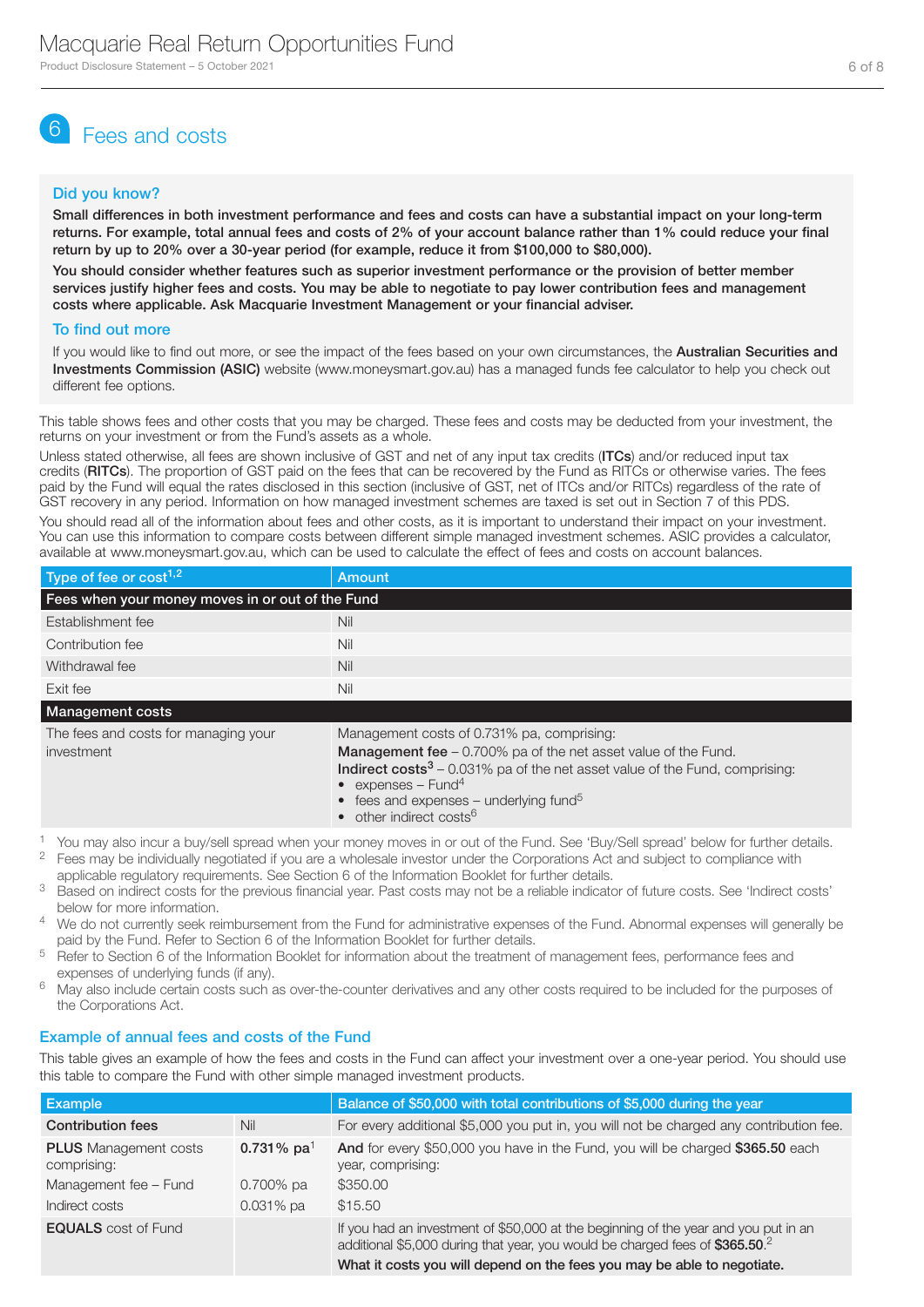# 6 Fees and costs

### Did you know?

**Small differences in both investment performance and fees and costs can have a substantial impact on your long-term returns. For example, total annual fees and costs of 2% of your account balance rather than 1% could reduce your final return by up to 20% over a 30-year period (for example, reduce it from $100,000 to $80,000).**

**You should consider whether features such as superior investment performance or the provision of better member services justify higher fees and costs. You may be able to negotiate to pay lower contribution fees and management costs where applicable. Ask Macquarie Investment Management or your financial adviser.**

### To find out more

If you would like to find out more, or see the impact of the fees based on your own circumstances, the **Australian Securities and Investments Commission (ASIC)** website (www.moneysmart.gov.au) has a managed funds fee calculator to help you check out different fee options.

This table shows fees and other costs that you may be charged. These fees and costs may be deducted from your investment, the returns on your investment or from the Fund's assets as a whole.

Unless stated otherwise, all fees are shown inclusive of GST and net of any input tax credits (**ITCs**) and/or reduced input tax credits (**RITCs**). The proportion of GST paid on the fees that can be recovered by the Fund as RITCs or otherwise varies. The fees paid by the Fund will equal the rates disclosed in this section (inclusive of GST, net of ITCs and/or RITCs) regardless of the rate of GST recovery in any period. Information on how managed investment schemes are taxed is set out in Section 7 of this PDS.

You should read all of the information about fees and other costs, as it is important to understand their impact on your investment. You can use this information to compare costs between different simple managed investment schemes. ASIC provides a calculator, available at www.moneysmart.gov.au, which can be used to calculate the effect of fees and costs on account balances.

| Type of fee or cost[1,2] | Amount |
|---|---|
| **Fees when your money moves in or out of the Fund** | |
| Establishment fee | Nil |
| Contribution fee | Nil |
| Withdrawal fee | Nil |
| Exit fee | Nil |
| **Management costs** | |
| The fees and costs for managing your investment | Management costs of 0.731% pa, comprising:<br>**Management fee** – 0.700% pa of the net asset value of the Fund.<br>**Indirect costs**[3] – 0.031% pa of the net asset value of the Fund, comprising:<br>• expenses – Fund[4]<br>• fees and expenses – underlying fund[5]<br>• other indirect costs[6] |

[1] You may also incur a buy/sell spread when your money moves in or out of the Fund. See 'Buy/Sell spread' below for further details.

[2] Fees may be individually negotiated if you are a wholesale investor under the Corporations Act and subject to compliance with applicable regulatory requirements. See Section 6 of the Information Booklet for further details.

[3] Based on indirect costs for the previous financial year. Past costs may not be a reliable indicator of future costs. See 'Indirect costs' below for more information.

[4] We do not currently seek reimbursement from the Fund for administrative expenses of the Fund. Abnormal expenses will generally be paid by the Fund. Refer to Section 6 of the Information Booklet for further details.

[5] Refer to Section 6 of the Information Booklet for information about the treatment of management fees, performance fees and expenses of underlying funds (if any).

[6] May also include certain costs such as over-the-counter derivatives and any other costs required to be included for the purposes of the Corporations Act.

### Example of annual fees and costs of the Fund

This table gives an example of how the fees and costs in the Fund can affect your investment over a one-year period. You should use this table to compare the Fund with other simple managed investment products.

| Example | | Balance of $50,000 with total contributions of $5,000 during the year |
|---|---|---|
| **Contribution fees** | Nil | For every additional $5,000 you put in, you will not be charged any contribution fee. |
| **PLUS** Management costs comprising: | **0.731% pa**[1] | **And** for every $50,000 you have in the Fund, you will be charged **$365.50** each year, comprising: |
| Management fee – Fund | 0.700% pa | $350.00 |
| Indirect costs | 0.031% pa | $15.50 |
| **EQUALS** cost of Fund | | If you had an investment of $50,000 at the beginning of the year and you put in an additional $5,000 during that year, you would be charged fees of **$365.50**.[2]<br>**What it costs you will depend on the fees you may be able to negotiate.** |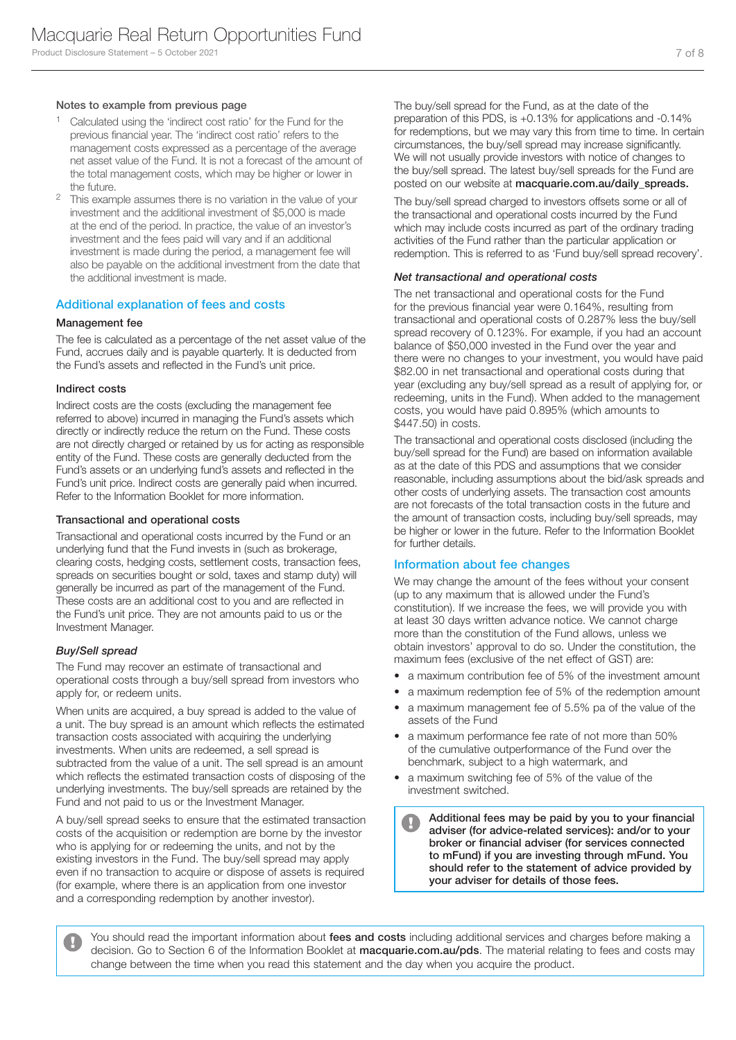#### Notes to example from previous page

1 Calculated using the 'indirect cost ratio' for the Fund for the previous financial year. The 'indirect cost ratio' refers to the management costs expressed as a percentage of the average net asset value of the Fund. It is not a forecast of the amount of the total management costs, which may be higher or lower in the future.

2 This example assumes there is no variation in the value of your investment and the additional investment of $5,000 is made at the end of the period. In practice, the value of an investor's investment and the fees paid will vary and if an additional investment is made during the period, a management fee will also be payable on the additional investment from the date that the additional investment is made.

## Additional explanation of fees and costs

#### Management fee

The fee is calculated as a percentage of the net asset value of the Fund, accrues daily and is payable quarterly. It is deducted from the Fund's assets and reflected in the Fund's unit price.

#### Indirect costs

Indirect costs are the costs (excluding the management fee referred to above) incurred in managing the Fund's assets which directly or indirectly reduce the return on the Fund. These costs are not directly charged or retained by us for acting as responsible entity of the Fund. These costs are generally deducted from the Fund's assets or an underlying fund's assets and reflected in the Fund's unit price. Indirect costs are generally paid when incurred. Refer to the Information Booklet for more information.

#### Transactional and operational costs

Transactional and operational costs incurred by the Fund or an underlying fund that the Fund invests in (such as brokerage, clearing costs, hedging costs, settlement costs, transaction fees, spreads on securities bought or sold, taxes and stamp duty) will generally be incurred as part of the management of the Fund. These costs are an additional cost to you and are reflected in the Fund's unit price. They are not amounts paid to us or the Investment Manager.

#### *Buy/Sell spread*

The Fund may recover an estimate of transactional and operational costs through a buy/sell spread from investors who apply for, or redeem units.

When units are acquired, a buy spread is added to the value of a unit. The buy spread is an amount which reflects the estimated transaction costs associated with acquiring the underlying investments. When units are redeemed, a sell spread is subtracted from the value of a unit. The sell spread is an amount which reflects the estimated transaction costs of disposing of the underlying investments. The buy/sell spreads are retained by the Fund and not paid to us or the Investment Manager.

A buy/sell spread seeks to ensure that the estimated transaction costs of the acquisition or redemption are borne by the investor who is applying for or redeeming the units, and not by the existing investors in the Fund. The buy/sell spread may apply even if no transaction to acquire or dispose of assets is required (for example, where there is an application from one investor and a corresponding redemption by another investor).

The buy/sell spread for the Fund, as at the date of the preparation of this PDS, is +0.13% for applications and -0.14% for redemptions, but we may vary this from time to time. In certain circumstances, the buy/sell spread may increase significantly. We will not usually provide investors with notice of changes to the buy/sell spread. The latest buy/sell spreads for the Fund are posted on our website at **macquarie.com.au/daily_spreads.**

The buy/sell spread charged to investors offsets some or all of the transactional and operational costs incurred by the Fund which may include costs incurred as part of the ordinary trading activities of the Fund rather than the particular application or redemption. This is referred to as 'Fund buy/sell spread recovery'.

#### *Net transactional and operational costs*

The net transactional and operational costs for the Fund for the previous financial year were 0.164%, resulting from transactional and operational costs of 0.287% less the buy/sell spread recovery of 0.123%. For example, if you had an account balance of $50,000 invested in the Fund over the year and there were no changes to your investment, you would have paid $82.00 in net transactional and operational costs during that year (excluding any buy/sell spread as a result of applying for, or redeeming, units in the Fund). When added to the management costs, you would have paid 0.895% (which amounts to $447.50) in costs.

The transactional and operational costs disclosed (including the buy/sell spread for the Fund) are based on information available as at the date of this PDS and assumptions that we consider reasonable, including assumptions about the bid/ask spreads and other costs of underlying assets. The transaction cost amounts are not forecasts of the total transaction costs in the future and the amount of transaction costs, including buy/sell spreads, may be higher or lower in the future. Refer to the Information Booklet for further details.

## Information about fee changes

We may change the amount of the fees without your consent (up to any maximum that is allowed under the Fund's constitution). If we increase the fees, we will provide you with at least 30 days written advance notice. We cannot charge more than the constitution of the Fund allows, unless we obtain investors' approval to do so. Under the constitution, the maximum fees (exclusive of the net effect of GST) are:

- a maximum contribution fee of 5% of the investment amount
- a maximum redemption fee of 5% of the redemption amount
- a maximum management fee of 5.5% pa of the value of the assets of the Fund
- a maximum performance fee rate of not more than 50% of the cumulative outperformance of the Fund over the benchmark, subject to a high watermark, and
- a maximum switching fee of 5% of the value of the investment switched.

**Additional fees may be paid by you to your financial adviser (for advice-related services): and/or to your broker or financial adviser (for services connected to mFund) if you are investing through mFund. You should refer to the statement of advice provided by your adviser for details of those fees.**

You should read the important information about **fees and costs** including additional services and charges before making a decision. Go to Section 6 of the Information Booklet at **macquarie.com.au/pds**. The material relating to fees and costs may change between the time when you read this statement and the day when you acquire the product.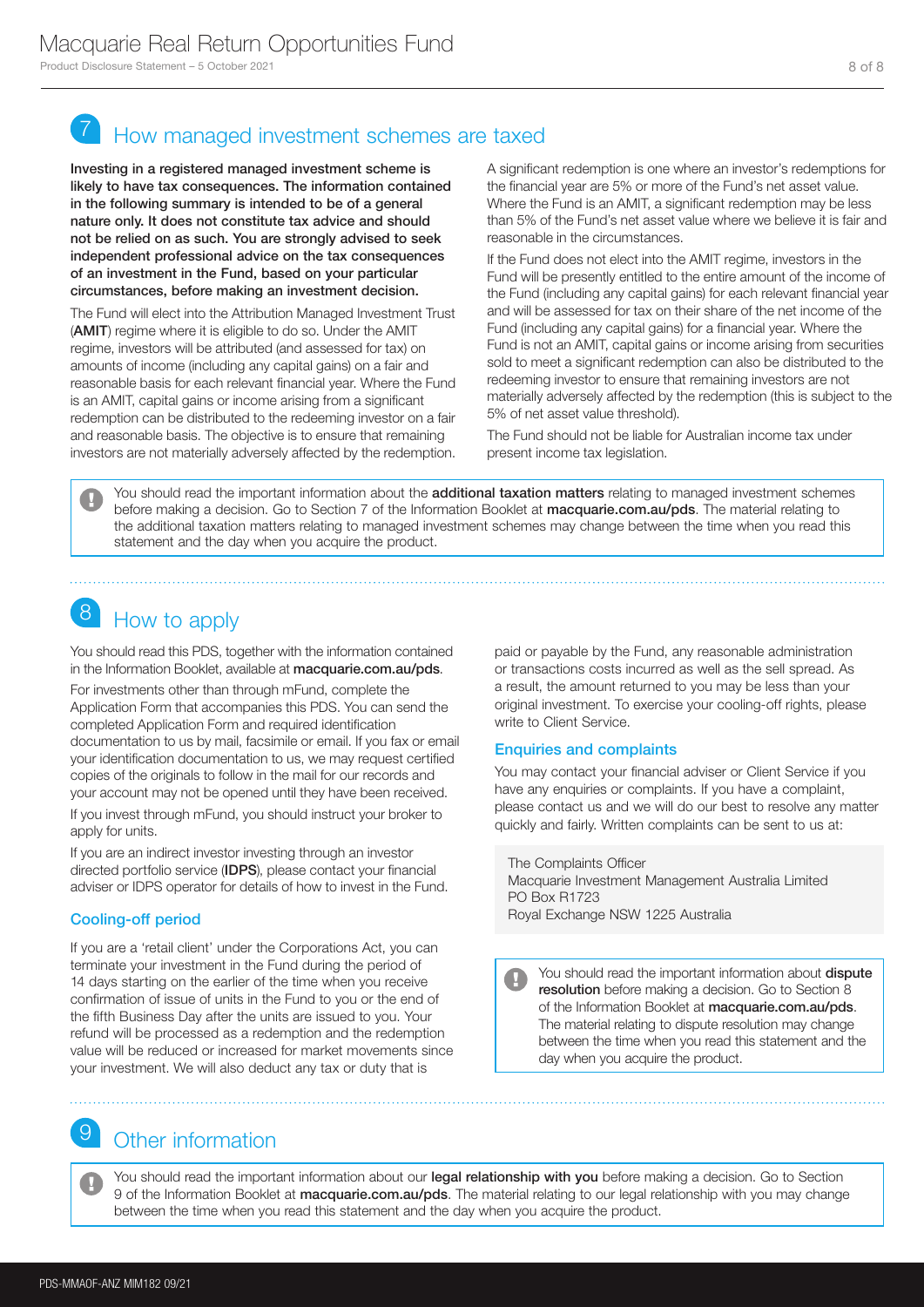## 7 How managed investment schemes are taxed

**Investing in a registered managed investment scheme is likely to have tax consequences. The information contained in the following summary is intended to be of a general nature only. It does not constitute tax advice and should not be relied on as such. You are strongly advised to seek independent professional advice on the tax consequences of an investment in the Fund, based on your particular circumstances, before making an investment decision.**

The Fund will elect into the Attribution Managed Investment Trust (**AMIT**) regime where it is eligible to do so. Under the AMIT regime, investors will be attributed (and assessed for tax) on amounts of income (including any capital gains) on a fair and reasonable basis for each relevant financial year. Where the Fund is an AMIT, capital gains or income arising from a significant redemption can be distributed to the redeeming investor on a fair and reasonable basis. The objective is to ensure that remaining investors are not materially adversely affected by the redemption.

A significant redemption is one where an investor's redemptions for the financial year are 5% or more of the Fund's net asset value. Where the Fund is an AMIT, a significant redemption may be less than 5% of the Fund's net asset value where we believe it is fair and reasonable in the circumstances.

If the Fund does not elect into the AMIT regime, investors in the Fund will be presently entitled to the entire amount of the income of the Fund (including any capital gains) for each relevant financial year and will be assessed for tax on their share of the net income of the Fund (including any capital gains) for a financial year. Where the Fund is not an AMIT, capital gains or income arising from securities sold to meet a significant redemption can also be distributed to the redeeming investor to ensure that remaining investors are not materially adversely affected by the redemption (this is subject to the 5% of net asset value threshold).

The Fund should not be liable for Australian income tax under present income tax legislation.

> You should read the important information about the **additional taxation matters** relating to managed investment schemes before making a decision. Go to Section 7 of the Information Booklet at **macquarie.com.au/pds**. The material relating to the additional taxation matters relating to managed investment schemes may change between the time when you read this statement and the day when you acquire the product.

## 8 How to apply

You should read this PDS, together with the information contained in the Information Booklet, available at **macquarie.com.au/pds**.

For investments other than through mFund, complete the Application Form that accompanies this PDS. You can send the completed Application Form and required identification documentation to us by mail, facsimile or email. If you fax or email your identification documentation to us, we may request certified copies of the originals to follow in the mail for our records and your account may not be opened until they have been received.

If you invest through mFund, you should instruct your broker to apply for units.

If you are an indirect investor investing through an investor directed portfolio service (**IDPS**), please contact your financial adviser or IDPS operator for details of how to invest in the Fund.

### Cooling-off period

If you are a 'retail client' under the Corporations Act, you can terminate your investment in the Fund during the period of 14 days starting on the earlier of the time when you receive confirmation of issue of units in the Fund to you or the end of the fifth Business Day after the units are issued to you. Your refund will be processed as a redemption and the redemption value will be reduced or increased for market movements since your investment. We will also deduct any tax or duty that is paid or payable by the Fund, any reasonable administration or transactions costs incurred as well as the sell spread. As a result, the amount returned to you may be less than your original investment. To exercise your cooling-off rights, please write to Client Service.

### Enquiries and complaints

You may contact your financial adviser or Client Service if you have any enquiries or complaints. If you have a complaint, please contact us and we will do our best to resolve any matter quickly and fairly. Written complaints can be sent to us at:

The Complaints Officer
Macquarie Investment Management Australia Limited
PO Box R1723
Royal Exchange NSW 1225 Australia

> You should read the important information about **dispute resolution** before making a decision. Go to Section 8 of the Information Booklet at **macquarie.com.au/pds**. The material relating to dispute resolution may change between the time when you read this statement and the day when you acquire the product.

## 9 Other information

> You should read the important information about our **legal relationship with you** before making a decision. Go to Section 9 of the Information Booklet at **macquarie.com.au/pds**. The material relating to our legal relationship with you may change between the time when you read this statement and the day when you acquire the product.

PDS-MMAOF-ANZ MIM182 09/21